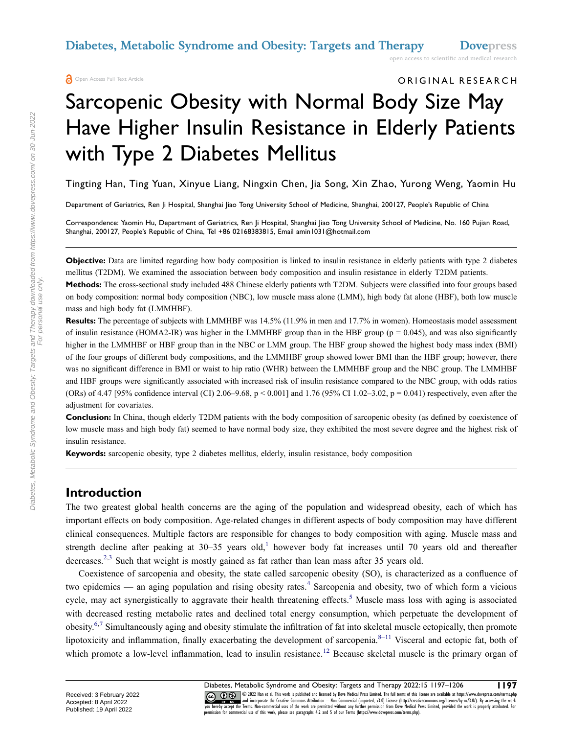ORIGINAL RESEARCH

# Sarcopenic Obesity with Normal Body Size May Have Higher Insulin Resistance in Elderly Patients with Type 2 Diabetes Mellitus

Tingting Han, Ting Yuan, Xinyue Liang, Ningxin Chen, Jia Song, Xin Zhao, Yurong Weng, Yaomin Hu

Department of Geriatrics, Ren Ji Hospital, Shanghai Jiao Tong University School of Medicine, Shanghai, 200127, People's Republic of China

Correspondence: Yaomin Hu, Department of Geriatrics, Ren Ji Hospital, Shanghai Jiao Tong University School of Medicine, No. 160 Pujian Road, Shanghai, 200127, People's Republic of China, Tel +86 02168383815, Email amin1031@hotmail.com

**Objective:** Data are limited regarding how body composition is linked to insulin resistance in elderly patients with type 2 diabetes mellitus (T2DM). We examined the association between body composition and insulin resistance in elderly T2DM patients.

**Methods:** The cross-sectional study included 488 Chinese elderly patients wth T2DM. Subjects were classified into four groups based on body composition: normal body composition (NBC), low muscle mass alone (LMM), high body fat alone (HBF), both low muscle mass and high body fat (LMMHBF).

**Results:** The percentage of subjects with LMMHBF was 14.5% (11.9% in men and 17.7% in women). Homeostasis model assessment of insulin resistance (HOMA2-IR) was higher in the LMMHBF group than in the HBF group ($p = 0.045$), and was also significantly higher in the LMMHBF or HBF group than in the NBC or LMM group. The HBF group showed the highest body mass index (BMI) of the four groups of different body compositions, and the LMMHBF group showed lower BMI than the HBF group; however, there was no significant difference in BMI or waist to hip ratio (WHR) between the LMMHBF group and the NBC group. The LMMHBF and HBF groups were significantly associated with increased risk of insulin resistance compared to the NBC group, with odds ratios (ORs) of 4.47 [95% confidence interval (CI) 2.06–9.68, $p < 0.001$] and 1.76 (95% CI 1.02–3.02, $p = 0.041$) respectively, even after the adjustment for covariates.

**Conclusion:** In China, though elderly T2DM patients with the body composition of sarcopenic obesity (as defined by coexistence of low muscle mass and high body fat) seemed to have normal body size, they exhibited the most severe degree and the highest risk of insulin resistance.

**Keywords:** sarcopenic obesity, type 2 diabetes mellitus, elderly, insulin resistance, body composition

## Introduction

The two greatest global health concerns are the aging of the population and widespread obesity, each of which has important effects on body composition. Age-related changes in different aspects of body composition may have different clinical consequences. Multiple factors are responsible for changes to body composition with aging. Muscle mass and strength decline after peaking at 30–35 years old,[1] however body fat increases until 70 years old and thereafter decreases.[2,3] Such that weight is mostly gained as fat rather than lean mass after 35 years old.

Coexistence of sarcopenia and obesity, the state called sarcopenic obesity (SO), is characterized as a confluence of two epidemics — an aging population and rising obesity rates.[4] Sarcopenia and obesity, two of which form a vicious cycle, may act synergistically to aggravate their health threatening effects.[5] Muscle mass loss with aging is associated with decreased resting metabolic rates and declined total energy consumption, which perpetuate the development of obesity.[6,7] Simultaneously aging and obesity stimulate the infiltration of fat into skeletal muscle ectopically, then promote lipotoxicity and inflammation, finally exacerbating the development of sarcopenia.[8–11] Visceral and ectopic fat, both of which promote a low-level inflammation, lead to insulin resistance.[12] Because skeletal muscle is the primary organ of

Received: 3 February 2022
Accepted: 8 April 2022
Published: 19 April 2022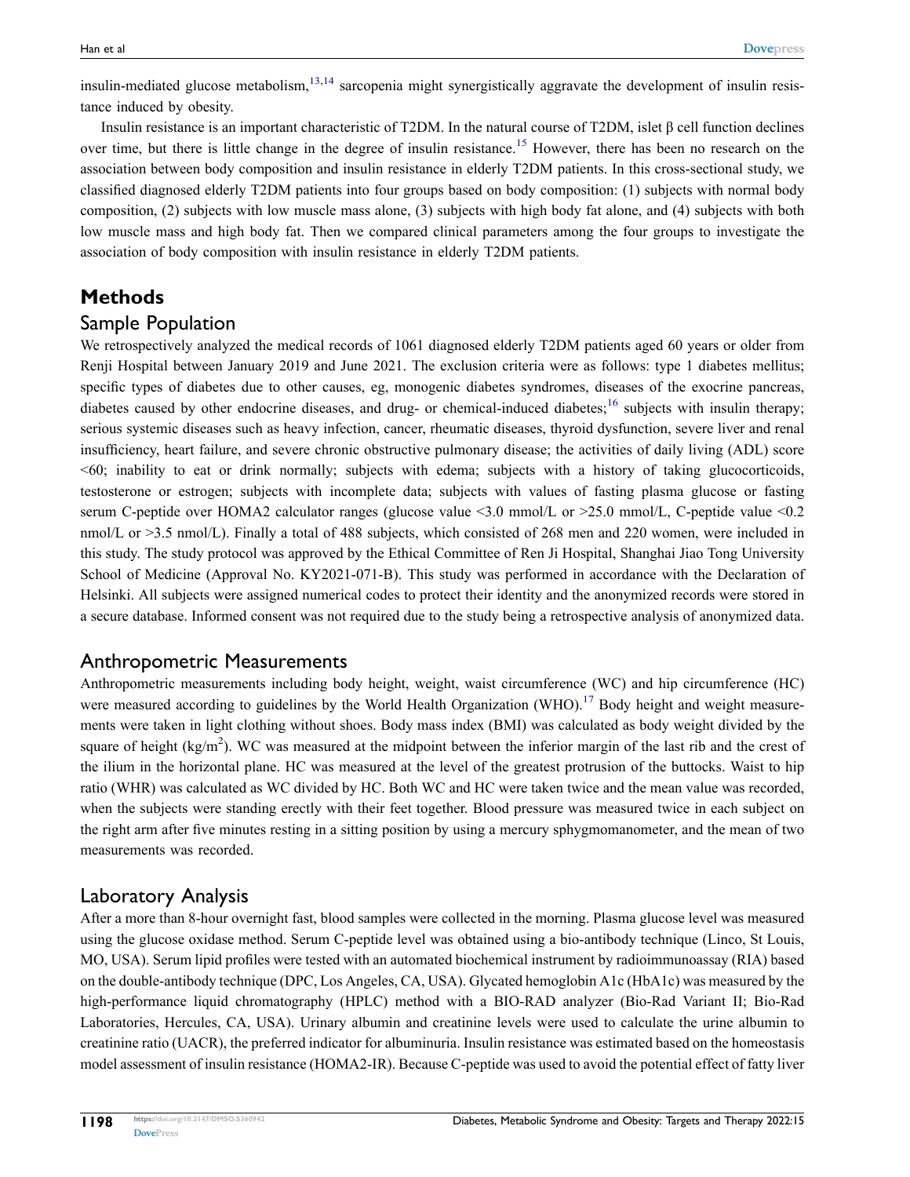insulin-mediated glucose metabolism,[13,14] sarcopenia might synergistically aggravate the development of insulin resistance induced by obesity.

Insulin resistance is an important characteristic of T2DM. In the natural course of T2DM, islet β cell function declines over time, but there is little change in the degree of insulin resistance.[15] However, there has been no research on the association between body composition and insulin resistance in elderly T2DM patients. In this cross-sectional study, we classified diagnosed elderly T2DM patients into four groups based on body composition: (1) subjects with normal body composition, (2) subjects with low muscle mass alone, (3) subjects with high body fat alone, and (4) subjects with both low muscle mass and high body fat. Then we compared clinical parameters among the four groups to investigate the association of body composition with insulin resistance in elderly T2DM patients.

# Methods

## Sample Population

We retrospectively analyzed the medical records of 1061 diagnosed elderly T2DM patients aged 60 years or older from Renji Hospital between January 2019 and June 2021. The exclusion criteria were as follows: type 1 diabetes mellitus; specific types of diabetes due to other causes, eg, monogenic diabetes syndromes, diseases of the exocrine pancreas, diabetes caused by other endocrine diseases, and drug- or chemical-induced diabetes;[16] subjects with insulin therapy; serious systemic diseases such as heavy infection, cancer, rheumatic diseases, thyroid dysfunction, severe liver and renal insufficiency, heart failure, and severe chronic obstructive pulmonary disease; the activities of daily living (ADL) score <60; inability to eat or drink normally; subjects with edema; subjects with a history of taking glucocorticoids, testosterone or estrogen; subjects with incomplete data; subjects with values of fasting plasma glucose or fasting serum C-peptide over HOMA2 calculator ranges (glucose value <3.0 mmol/L or >25.0 mmol/L, C-peptide value <0.2 nmol/L or >3.5 nmol/L). Finally a total of 488 subjects, which consisted of 268 men and 220 women, were included in this study. The study protocol was approved by the Ethical Committee of Ren Ji Hospital, Shanghai Jiao Tong University School of Medicine (Approval No. KY2021-071-B). This study was performed in accordance with the Declaration of Helsinki. All subjects were assigned numerical codes to protect their identity and the anonymized records were stored in a secure database. Informed consent was not required due to the study being a retrospective analysis of anonymized data.

## Anthropometric Measurements

Anthropometric measurements including body height, weight, waist circumference (WC) and hip circumference (HC) were measured according to guidelines by the World Health Organization (WHO).[17] Body height and weight measurements were taken in light clothing without shoes. Body mass index (BMI) was calculated as body weight divided by the square of height (kg/m$^2$). WC was measured at the midpoint between the inferior margin of the last rib and the crest of the ilium in the horizontal plane. HC was measured at the level of the greatest protrusion of the buttocks. Waist to hip ratio (WHR) was calculated as WC divided by HC. Both WC and HC were taken twice and the mean value was recorded, when the subjects were standing erectly with their feet together. Blood pressure was measured twice in each subject on the right arm after five minutes resting in a sitting position by using a mercury sphygmomanometer, and the mean of two measurements was recorded.

## Laboratory Analysis

After a more than 8-hour overnight fast, blood samples were collected in the morning. Plasma glucose level was measured using the glucose oxidase method. Serum C-peptide level was obtained using a bio-antibody technique (Linco, St Louis, MO, USA). Serum lipid profiles were tested with an automated biochemical instrument by radioimmunoassay (RIA) based on the double-antibody technique (DPC, Los Angeles, CA, USA). Glycated hemoglobin A1c (HbA1c) was measured by the high-performance liquid chromatography (HPLC) method with a BIO-RAD analyzer (Bio-Rad Variant II; Bio-Rad Laboratories, Hercules, CA, USA). Urinary albumin and creatinine levels were used to calculate the urine albumin to creatinine ratio (UACR), the preferred indicator for albuminuria. Insulin resistance was estimated based on the homeostasis model assessment of insulin resistance (HOMA2-IR). Because C-peptide was used to avoid the potential effect of fatty liver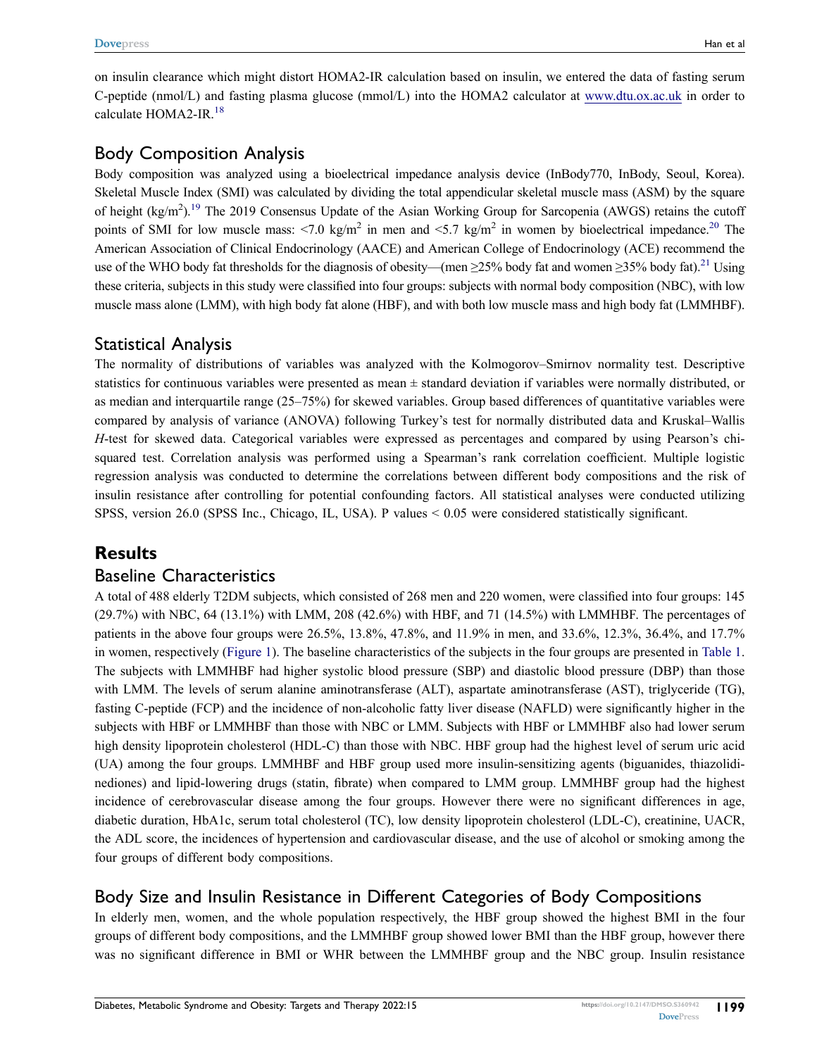on insulin clearance which might distort HOMA2-IR calculation based on insulin, we entered the data of fasting serum C-peptide (nmol/L) and fasting plasma glucose (mmol/L) into the HOMA2 calculator at www.dtu.ox.ac.uk in order to calculate HOMA2-IR.[18]

## Body Composition Analysis

Body composition was analyzed using a bioelectrical impedance analysis device (InBody770, InBody, Seoul, Korea). Skeletal Muscle Index (SMI) was calculated by dividing the total appendicular skeletal muscle mass (ASM) by the square of height (kg/m$^2$).[19] The 2019 Consensus Update of the Asian Working Group for Sarcopenia (AWGS) retains the cutoff points of SMI for low muscle mass: <7.0 kg/m$^2$ in men and <5.7 kg/m$^2$ in women by bioelectrical impedance.[20] The American Association of Clinical Endocrinology (AACE) and American College of Endocrinology (ACE) recommend the use of the WHO body fat thresholds for the diagnosis of obesity—(men ≥25% body fat and women ≥35% body fat).[21] Using these criteria, subjects in this study were classified into four groups: subjects with normal body composition (NBC), with low muscle mass alone (LMM), with high body fat alone (HBF), and with both low muscle mass and high body fat (LMMHBF).

## Statistical Analysis

The normality of distributions of variables was analyzed with the Kolmogorov–Smirnov normality test. Descriptive statistics for continuous variables were presented as mean ± standard deviation if variables were normally distributed, or as median and interquartile range (25–75%) for skewed variables. Group based differences of quantitative variables were compared by analysis of variance (ANOVA) following Turkey's test for normally distributed data and Kruskal–Wallis *H*-test for skewed data. Categorical variables were expressed as percentages and compared by using Pearson's chi-squared test. Correlation analysis was performed using a Spearman's rank correlation coefficient. Multiple logistic regression analysis was conducted to determine the correlations between different body compositions and the risk of insulin resistance after controlling for potential confounding factors. All statistical analyses were conducted utilizing SPSS, version 26.0 (SPSS Inc., Chicago, IL, USA). P values < 0.05 were considered statistically significant.

# Results

## Baseline Characteristics

A total of 488 elderly T2DM subjects, which consisted of 268 men and 220 women, were classified into four groups: 145 (29.7%) with NBC, 64 (13.1%) with LMM, 208 (42.6%) with HBF, and 71 (14.5%) with LMMHBF. The percentages of patients in the above four groups were 26.5%, 13.8%, 47.8%, and 11.9% in men, and 33.6%, 12.3%, 36.4%, and 17.7% in women, respectively (Figure 1). The baseline characteristics of the subjects in the four groups are presented in Table 1. The subjects with LMMHBF had higher systolic blood pressure (SBP) and diastolic blood pressure (DBP) than those with LMM. The levels of serum alanine aminotransferase (ALT), aspartate aminotransferase (AST), triglyceride (TG), fasting C-peptide (FCP) and the incidence of non-alcoholic fatty liver disease (NAFLD) were significantly higher in the subjects with HBF or LMMHBF than those with NBC or LMM. Subjects with HBF or LMMHBF also had lower serum high density lipoprotein cholesterol (HDL-C) than those with NBC. HBF group had the highest level of serum uric acid (UA) among the four groups. LMMHBF and HBF group used more insulin-sensitizing agents (biguanides, thiazolidinediones) and lipid-lowering drugs (statin, fibrate) when compared to LMM group. LMMHBF group had the highest incidence of cerebrovascular disease among the four groups. However there were no significant differences in age, diabetic duration, HbA1c, serum total cholesterol (TC), low density lipoprotein cholesterol (LDL-C), creatinine, UACR, the ADL score, the incidences of hypertension and cardiovascular disease, and the use of alcohol or smoking among the four groups of different body compositions.

## Body Size and Insulin Resistance in Different Categories of Body Compositions

In elderly men, women, and the whole population respectively, the HBF group showed the highest BMI in the four groups of different body compositions, and the LMMHBF group showed lower BMI than the HBF group, however there was no significant difference in BMI or WHR between the LMMHBF group and the NBC group. Insulin resistance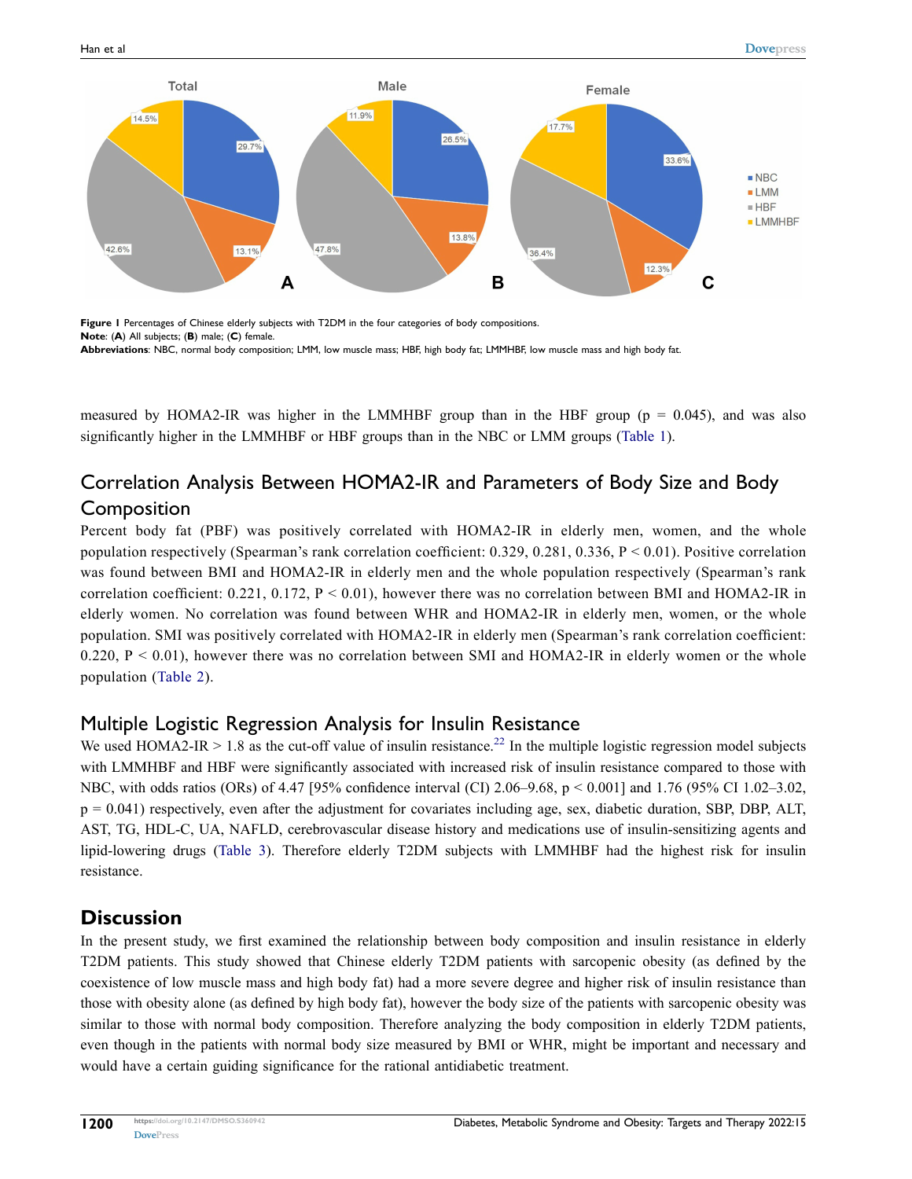Figure 1 Percentages of Chinese elderly subjects with T2DM in the four categories of body compositions.

**Note**: (**A**) All subjects; (**B**) male; (**C**) female.

**Abbreviations**: NBC, normal body composition; LMM, low muscle mass; HBF, high body fat; LMMHBF, low muscle mass and high body fat.

measured by HOMA2-IR was higher in the LMMHBF group than in the HBF group ($p = 0.045$), and was also significantly higher in the LMMHBF or HBF groups than in the NBC or LMM groups (Table 1).

## Correlation Analysis Between HOMA2-IR and Parameters of Body Size and Body Composition

Percent body fat (PBF) was positively correlated with HOMA2-IR in elderly men, women, and the whole population respectively (Spearman's rank correlation coefficient: 0.329, 0.281, 0.336, $P < 0.01$). Positive correlation was found between BMI and HOMA2-IR in elderly men and the whole population respectively (Spearman's rank correlation coefficient: 0.221, 0.172, $P < 0.01$), however there was no correlation between BMI and HOMA2-IR in elderly women. No correlation was found between WHR and HOMA2-IR in elderly men, women, or the whole population. SMI was positively correlated with HOMA2-IR in elderly men (Spearman's rank correlation coefficient: 0.220, $P < 0.01$), however there was no correlation between SMI and HOMA2-IR in elderly women or the whole population (Table 2).

## Multiple Logistic Regression Analysis for Insulin Resistance

We used HOMA2-IR > 1.8 as the cut-off value of insulin resistance.[22] In the multiple logistic regression model subjects with LMMHBF and HBF were significantly associated with increased risk of insulin resistance compared to those with NBC, with odds ratios (ORs) of 4.47 [95% confidence interval (CI) 2.06–9.68, $p < 0.001$] and 1.76 (95% CI 1.02–3.02, $p = 0.041$) respectively, even after the adjustment for covariates including age, sex, diabetic duration, SBP, DBP, ALT, AST, TG, HDL-C, UA, NAFLD, cerebrovascular disease history and medications use of insulin-sensitizing agents and lipid-lowering drugs (Table 3). Therefore elderly T2DM subjects with LMMHBF had the highest risk for insulin resistance.

# Discussion

In the present study, we first examined the relationship between body composition and insulin resistance in elderly T2DM patients. This study showed that Chinese elderly T2DM patients with sarcopenic obesity (as defined by the coexistence of low muscle mass and high body fat) had a more severe degree and higher risk of insulin resistance than those with obesity alone (as defined by high body fat), however the body size of the patients with sarcopenic obesity was similar to those with normal body composition. Therefore analyzing the body composition in elderly T2DM patients, even though in the patients with normal body size measured by BMI or WHR, might be important and necessary and would have a certain guiding significance for the rational antidiabetic treatment.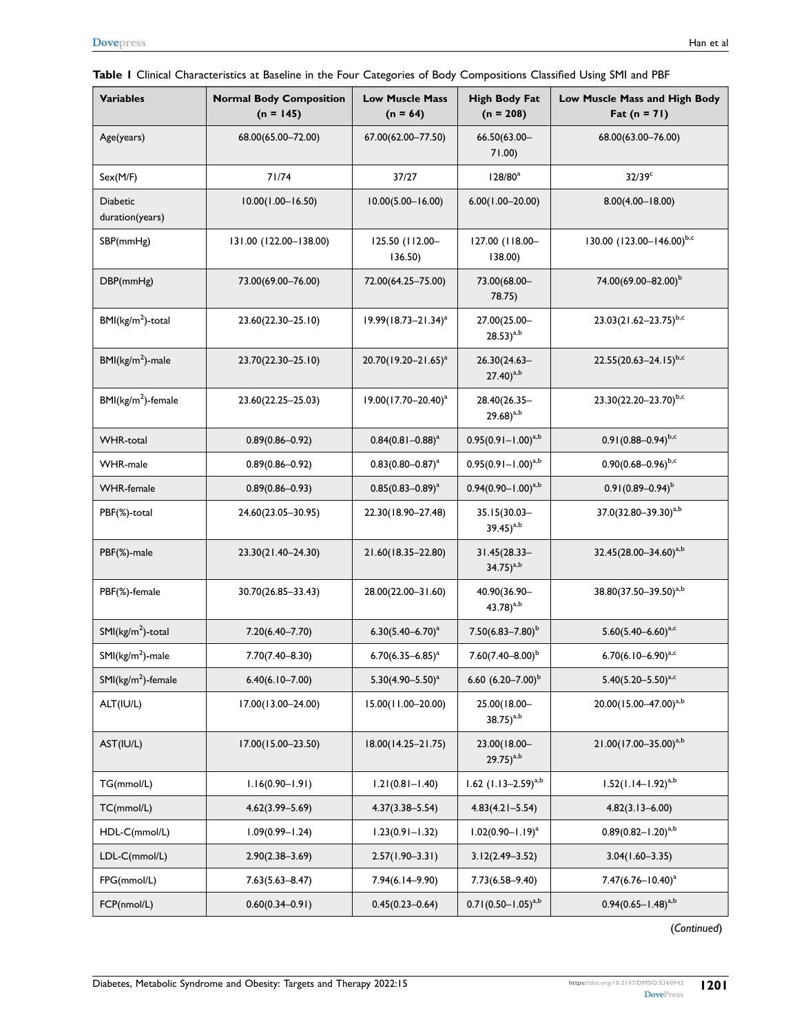**Table 1** Clinical Characteristics at Baseline in the Four Categories of Body Compositions Classified Using SMI and PBF

| Variables | Normal Body Composition (n = 145) | Low Muscle Mass (n = 64) | High Body Fat (n = 208) | Low Muscle Mass and High Body Fat (n = 71) |
|---|---|---|---|---|
| Age(years) | 68.00(65.00–72.00) | 67.00(62.00–77.50) | 66.50(63.00–71.00) | 68.00(63.00–76.00) |
| Sex(M/F) | 71/74 | 37/27 | 128/80[a] | 32/39[c] |
| Diabetic duration(years) | 10.00(1.00–16.50) | 10.00(5.00–16.00) | 6.00(1.00–20.00) | 8.00(4.00–18.00) |
| SBP(mmHg) | 131.00 (122.00–138.00) | 125.50 (112.00–136.50) | 127.00 (118.00–138.00) | 130.00 (123.00–146.00)[b,c] |
| DBP(mmHg) | 73.00(69.00–76.00) | 72.00(64.25–75.00) | 73.00(68.00–78.75) | 74.00(69.00–82.00)[b] |
| BMI($kg/m^2$)-total | 23.60(22.30–25.10) | 19.99(18.73–21.34)[a] | 27.00(25.00–28.53)[a,b] | 23.03(21.62–23.75)[b,c] |
| BMI($kg/m^2$)-male | 23.70(22.30–25.10) | 20.70(19.20–21.65)[a] | 26.30(24.63–27.40)[a,b] | 22.55(20.63–24.15)[b,c] |
| BMI($kg/m^2$)-female | 23.60(22.25–25.03) | 19.00(17.70–20.40)[a] | 28.40(26.35–29.68)[a,b] | 23.30(22.20–23.70)[b,c] |
| WHR-total | 0.89(0.86–0.92) | 0.84(0.81–0.88)[a] | 0.95(0.91–1.00)[a,b] | 0.91(0.88–0.94)[b,c] |
| WHR-male | 0.89(0.86–0.92) | 0.83(0.80–0.87)[a] | 0.95(0.91–1.00)[a,b] | 0.90(0.68–0.96)[b,c] |
| WHR-female | 0.89(0.86–0.93) | 0.85(0.83–0.89)[a] | 0.94(0.90–1.00)[a,b] | 0.91(0.89–0.94)[b] |
| PBF(%)-total | 24.60(23.05–30.95) | 22.30(18.90–27.48) | 35.15(30.03–39.45)[a,b] | 37.0(32.80–39.30)[a,b] |
| PBF(%)-male | 23.30(21.40–24.30) | 21.60(18.35–22.80) | 31.45(28.33–34.75)[a,b] | 32.45(28.00–34.60)[a,b] |
| PBF(%)-female | 30.70(26.85–33.43) | 28.00(22.00–31.60) | 40.90(36.90–43.78)[a,b] | 38.80(37.50–39.50)[a,b] |
| SMI($kg/m^2$)-total | 7.20(6.40–7.70) | 6.30(5.40–6.70)[a] | 7.50(6.83–7.80)[b] | 5.60(5.40–6.60)[a,c] |
| SMI($kg/m^2$)-male | 7.70(7.40–8.30) | 6.70(6.35–6.85)[a] | 7.60(7.40–8.00)[b] | 6.70(6.10–6.90)[a,c] |
| SMI($kg/m^2$)-female | 6.40(6.10–7.00) | 5.30(4.90–5.50)[a] | 6.60 (6.20–7.00)[b] | 5.40(5.20–5.50)[a,c] |
| ALT(IU/L) | 17.00(13.00–24.00) | 15.00(11.00–20.00) | 25.00(18.00–38.75)[a,b] | 20.00(15.00–47.00)[a,b] |
| AST(IU/L) | 17.00(15.00–23.50) | 18.00(14.25–21.75) | 23.00(18.00–29.75)[a,b] | 21.00(17.00–35.00)[a,b] |
| TG(mmol/L) | 1.16(0.90–1.91) | 1.21(0.81–1.40) | 1.62 (1.13–2.59)[a,b] | 1.52(1.14–1.92)[a,b] |
| TC(mmol/L) | 4.62(3.99–5.69) | 4.37(3.38–5.54) | 4.83(4.21–5.54) | 4.82(3.13–6.00) |
| HDL-C(mmol/L) | 1.09(0.99–1.24) | 1.23(0.91–1.32) | 1.02(0.90–1.19)[a] | 0.89(0.82–1.20)[a,b] |
| LDL-C(mmol/L) | 2.90(2.38–3.69) | 2.57(1.90–3.31) | 3.12(2.49–3.52) | 3.04(1.60–3.35) |
| FPG(mmol/L) | 7.63(5.63–8.47) | 7.94(6.14–9.90) | 7.73(6.58–9.40) | 7.47(6.76–10.40)[a] |
| FCP(nmol/L) | 0.60(0.34–0.91) | 0.45(0.23–0.64) | 0.71(0.50–1.05)[a,b] | 0.94(0.65–1.48)[a,b] |

(*Continued*)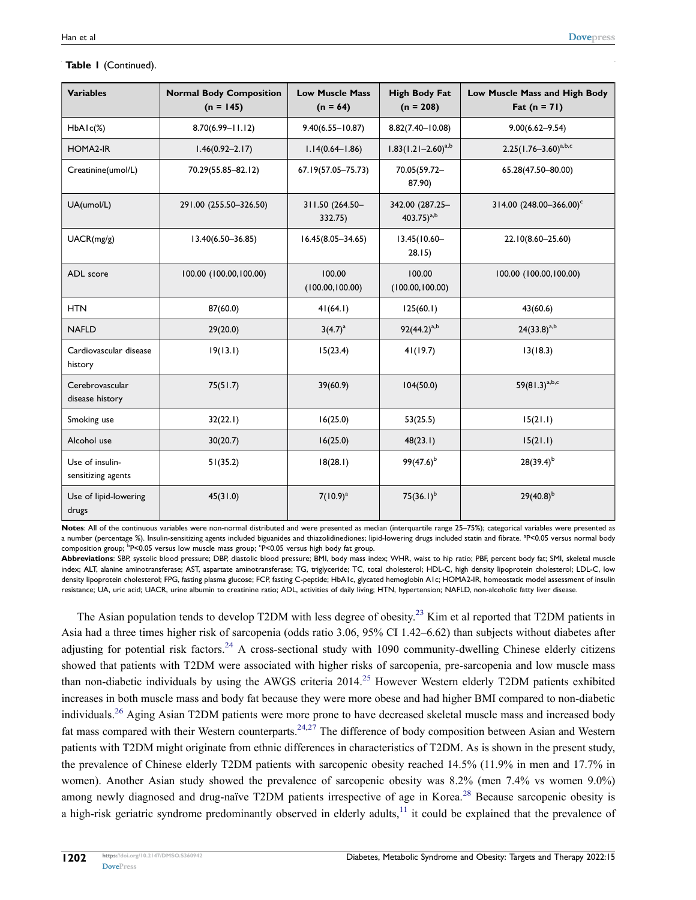**Table 1** (Continued).

| Variables | Normal Body Composition (n = 145) | Low Muscle Mass (n = 64) | High Body Fat (n = 208) | Low Muscle Mass and High Body Fat (n = 71) |
|---|---|---|---|---|
| HbA1c(%) | 8.70(6.99–11.12) | 9.40(6.55–10.87) | 8.82(7.40–10.08) | 9.00(6.62–9.54) |
| HOMA2-IR | 1.46(0.92–2.17) | 1.14(0.64–1.86) | 1.83(1.21–2.60)[a,b] | 2.25(1.76–3.60)[a,b,c] |
| Creatinine(umol/L) | 70.29(55.85–82.12) | 67.19(57.05–75.73) | 70.05(59.72–87.90) | 65.28(47.50–80.00) |
| UA(umol/L) | 291.00 (255.50–326.50) | 311.50 (264.50–332.75) | 342.00 (287.25–403.75)[a,b] | 314.00 (248.00–366.00)[c] |
| UACR(mg/g) | 13.40(6.50–36.85) | 16.45(8.05–34.65) | 13.45(10.60–28.15) | 22.10(8.60–25.60) |
| ADL score | 100.00 (100.00,100.00) | 100.00 (100.00,100.00) | 100.00 (100.00,100.00) | 100.00 (100.00,100.00) |
| HTN | 87(60.0) | 41(64.1) | 125(60.1) | 43(60.6) |
| NAFLD | 29(20.0) | 3(4.7)[a] | 92(44.2)[a,b] | 24(33.8)[a,b] |
| Cardiovascular disease history | 19(13.1) | 15(23.4) | 41(19.7) | 13(18.3) |
| Cerebrovascular disease history | 75(51.7) | 39(60.9) | 104(50.0) | 59(81.3)[a,b,c] |
| Smoking use | 32(22.1) | 16(25.0) | 53(25.5) | 15(21.1) |
| Alcohol use | 30(20.7) | 16(25.0) | 48(23.1) | 15(21.1) |
| Use of insulin-sensitizing agents | 51(35.2) | 18(28.1) | 99(47.6)[b] | 28(39.4)[b] |
| Use of lipid-lowering drugs | 45(31.0) | 7(10.9)[a] | 75(36.1)[b] | 29(40.8)[b] |

**Notes**: All of the continuous variables were non-normal distributed and were presented as median (interquartile range 25–75%); categorical variables were presented as a number (percentage %). Insulin-sensitizing agents included biguanides and thiazolidinediones; lipid-lowering drugs included statin and fibrate. [a]P<0.05 versus normal body composition group; [b]P<0.05 versus low muscle mass group; [c]P<0.05 versus high body fat group.

**Abbreviations**: SBP, systolic blood pressure; DBP, diastolic blood pressure; BMI, body mass index; WHR, waist to hip ratio; PBF, percent body fat; SMI, skeletal muscle index; ALT, alanine aminotransferase; AST, aspartate aminotransferase; TG, triglyceride; TC, total cholesterol; HDL-C, high density lipoprotein cholesterol; LDL-C, low density lipoprotein cholesterol; FPG, fasting plasma glucose; FCP, fasting C-peptide; HbA1c, glycated hemoglobin A1c; HOMA2-IR, homeostatic model assessment of insulin resistance; UA, uric acid; UACR, urine albumin to creatinine ratio; ADL, activities of daily living; HTN, hypertension; NAFLD, non-alcoholic fatty liver disease.

The Asian population tends to develop T2DM with less degree of obesity.[23] Kim et al reported that T2DM patients in Asia had a three times higher risk of sarcopenia (odds ratio 3.06, 95% CI 1.42–6.62) than subjects without diabetes after adjusting for potential risk factors.[24] A cross-sectional study with 1090 community-dwelling Chinese elderly citizens showed that patients with T2DM were associated with higher risks of sarcopenia, pre-sarcopenia and low muscle mass than non-diabetic individuals by using the AWGS criteria 2014.[25] However Western elderly T2DM patients exhibited increases in both muscle mass and body fat because they were more obese and had higher BMI compared to non-diabetic individuals.[26] Aging Asian T2DM patients were more prone to have decreased skeletal muscle mass and increased body fat mass compared with their Western counterparts.[24,27] The difference of body composition between Asian and Western patients with T2DM might originate from ethnic differences in characteristics of T2DM. As is shown in the present study, the prevalence of Chinese elderly T2DM patients with sarcopenic obesity reached 14.5% (11.9% in men and 17.7% in women). Another Asian study showed the prevalence of sarcopenic obesity was 8.2% (men 7.4% vs women 9.0%) among newly diagnosed and drug-naïve T2DM patients irrespective of age in Korea.[28] Because sarcopenic obesity is a high-risk geriatric syndrome predominantly observed in elderly adults,[11] it could be explained that the prevalence of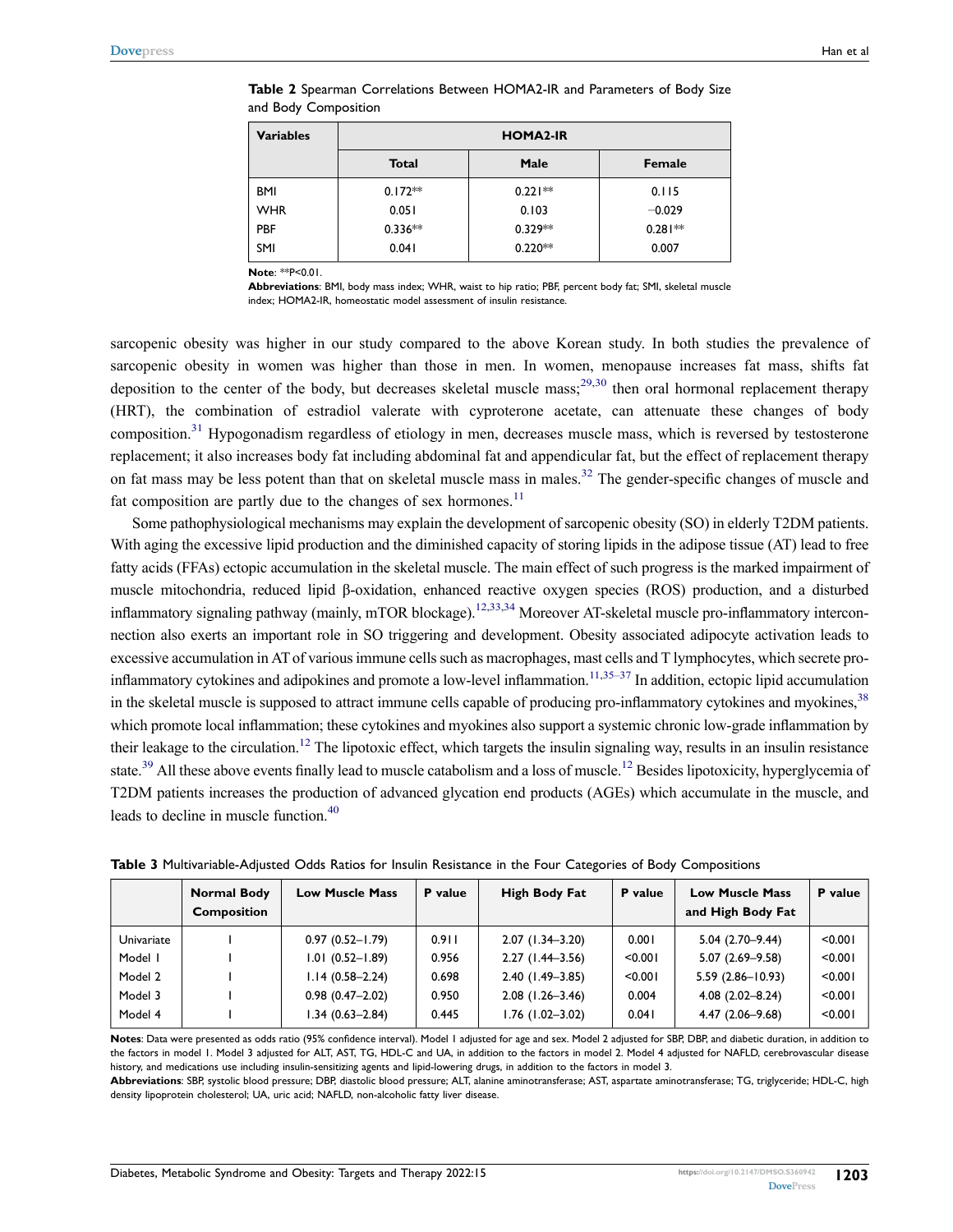**Table 2** Spearman Correlations Between HOMA2-IR and Parameters of Body Size and Body Composition

| Variables | HOMA2-IR | | |
|---|---|---|---|
| | Total | Male | Female |
| BMI | 0.172** | 0.221** | 0.115 |
| WHR | 0.051 | 0.103 | −0.029 |
| PBF | 0.336** | 0.329** | 0.281** |
| SMI | 0.041 | 0.220** | 0.007 |

**Note**: **P<0.01.

**Abbreviations**: BMI, body mass index; WHR, waist to hip ratio; PBF, percent body fat; SMI, skeletal muscle index; HOMA2-IR, homeostatic model assessment of insulin resistance.

sarcopenic obesity was higher in our study compared to the above Korean study. In both studies the prevalence of sarcopenic obesity in women was higher than those in men. In women, menopause increases fat mass, shifts fat deposition to the center of the body, but decreases skeletal muscle mass;[29,30] then oral hormonal replacement therapy (HRT), the combination of estradiol valerate with cyproterone acetate, can attenuate these changes of body composition.[31] Hypogonadism regardless of etiology in men, decreases muscle mass, which is reversed by testosterone replacement; it also increases body fat including abdominal fat and appendicular fat, but the effect of replacement therapy on fat mass may be less potent than that on skeletal muscle mass in males.[32] The gender-specific changes of muscle and fat composition are partly due to the changes of sex hormones.[11]

Some pathophysiological mechanisms may explain the development of sarcopenic obesity (SO) in elderly T2DM patients. With aging the excessive lipid production and the diminished capacity of storing lipids in the adipose tissue (AT) lead to free fatty acids (FFAs) ectopic accumulation in the skeletal muscle. The main effect of such progress is the marked impairment of muscle mitochondria, reduced lipid β-oxidation, enhanced reactive oxygen species (ROS) production, and a disturbed inflammatory signaling pathway (mainly, mTOR blockage).[12,33,34] Moreover AT-skeletal muscle pro-inflammatory interconnection also exerts an important role in SO triggering and development. Obesity associated adipocyte activation leads to excessive accumulation in AT of various immune cells such as macrophages, mast cells and T lymphocytes, which secrete pro-inflammatory cytokines and adipokines and promote a low-level inflammation.[11,35–37] In addition, ectopic lipid accumulation in the skeletal muscle is supposed to attract immune cells capable of producing pro-inflammatory cytokines and myokines,[38] which promote local inflammation; these cytokines and myokines also support a systemic chronic low-grade inflammation by their leakage to the circulation.[12] The lipotoxic effect, which targets the insulin signaling way, results in an insulin resistance state.[39] All these above events finally lead to muscle catabolism and a loss of muscle.[12] Besides lipotoxicity, hyperglycemia of T2DM patients increases the production of advanced glycation end products (AGEs) which accumulate in the muscle, and leads to decline in muscle function.[40]

**Table 3** Multivariable-Adjusted Odds Ratios for Insulin Resistance in the Four Categories of Body Compositions

| | Normal Body Composition | Low Muscle Mass | P value | High Body Fat | P value | Low Muscle Mass and High Body Fat | P value |
|---|---|---|---|---|---|---|---|
| Univariate | 1 | 0.97 (0.52–1.79) | 0.911 | 2.07 (1.34–3.20) | 0.001 | 5.04 (2.70–9.44) | <0.001 |
| Model 1 | 1 | 1.01 (0.52–1.89) | 0.956 | 2.27 (1.44–3.56) | <0.001 | 5.07 (2.69–9.58) | <0.001 |
| Model 2 | 1 | 1.14 (0.58–2.24) | 0.698 | 2.40 (1.49–3.85) | <0.001 | 5.59 (2.86–10.93) | <0.001 |
| Model 3 | 1 | 0.98 (0.47–2.02) | 0.950 | 2.08 (1.26–3.46) | 0.004 | 4.08 (2.02–8.24) | <0.001 |
| Model 4 | 1 | 1.34 (0.63–2.84) | 0.445 | 1.76 (1.02–3.02) | 0.041 | 4.47 (2.06–9.68) | <0.001 |

**Notes**: Data were presented as odds ratio (95% confidence interval). Model 1 adjusted for age and sex. Model 2 adjusted for SBP, DBP, and diabetic duration, in addition to the factors in model 1. Model 3 adjusted for ALT, AST, TG, HDL-C and UA, in addition to the factors in model 2. Model 4 adjusted for NAFLD, cerebrovascular disease history, and medications use including insulin-sensitizing agents and lipid-lowering drugs, in addition to the factors in model 3.

**Abbreviations**: SBP, systolic blood pressure; DBP, diastolic blood pressure; ALT, alanine aminotransferase; AST, aspartate aminotransferase; TG, triglyceride; HDL-C, high density lipoprotein cholesterol; UA, uric acid; NAFLD, non-alcoholic fatty liver disease.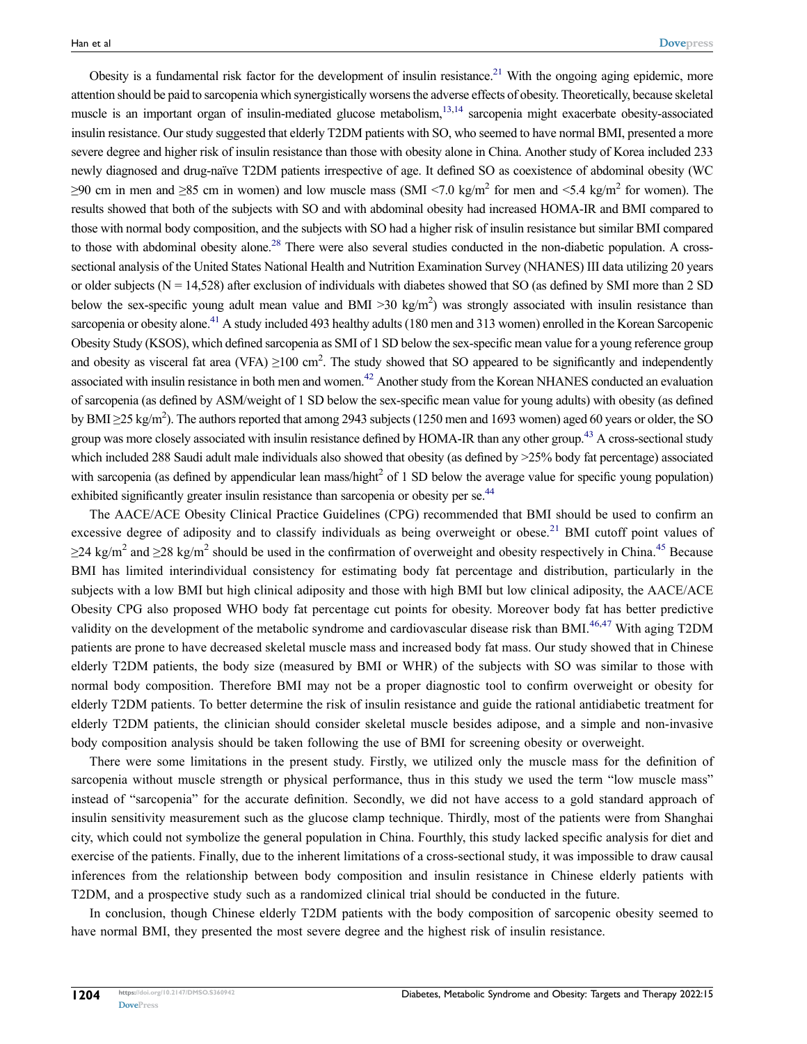Obesity is a fundamental risk factor for the development of insulin resistance.[21] With the ongoing aging epidemic, more attention should be paid to sarcopenia which synergistically worsens the adverse effects of obesity. Theoretically, because skeletal muscle is an important organ of insulin-mediated glucose metabolism,[13,14] sarcopenia might exacerbate obesity-associated insulin resistance. Our study suggested that elderly T2DM patients with SO, who seemed to have normal BMI, presented a more severe degree and higher risk of insulin resistance than those with obesity alone in China. Another study of Korea included 233 newly diagnosed and drug-naïve T2DM patients irrespective of age. It defined SO as coexistence of abdominal obesity (WC ≥90 cm in men and ≥85 cm in women) and low muscle mass (SMI <7.0 kg/m$^2$ for men and <5.4 kg/m$^2$ for women). The results showed that both of the subjects with SO and with abdominal obesity had increased HOMA-IR and BMI compared to those with normal body composition, and the subjects with SO had a higher risk of insulin resistance but similar BMI compared to those with abdominal obesity alone.[28] There were also several studies conducted in the non-diabetic population. A cross-sectional analysis of the United States National Health and Nutrition Examination Survey (NHANES) III data utilizing 20 years or older subjects (N = 14,528) after exclusion of individuals with diabetes showed that SO (as defined by SMI more than 2 SD below the sex-specific young adult mean value and BMI >30 kg/m$^2$) was strongly associated with insulin resistance than sarcopenia or obesity alone.[41] A study included 493 healthy adults (180 men and 313 women) enrolled in the Korean Sarcopenic Obesity Study (KSOS), which defined sarcopenia as SMI of 1 SD below the sex-specific mean value for a young reference group and obesity as visceral fat area (VFA) ≥100 cm$^2$. The study showed that SO appeared to be significantly and independently associated with insulin resistance in both men and women.[42] Another study from the Korean NHANES conducted an evaluation of sarcopenia (as defined by ASM/weight of 1 SD below the sex-specific mean value for young adults) with obesity (as defined by BMI ≥25 kg/m$^2$). The authors reported that among 2943 subjects (1250 men and 1693 women) aged 60 years or older, the SO group was more closely associated with insulin resistance defined by HOMA-IR than any other group.[43] A cross-sectional study which included 288 Saudi adult male individuals also showed that obesity (as defined by >25% body fat percentage) associated with sarcopenia (as defined by appendicular lean mass/hight$^2$ of 1 SD below the average value for specific young population) exhibited significantly greater insulin resistance than sarcopenia or obesity per se.[44]

The AACE/ACE Obesity Clinical Practice Guidelines (CPG) recommended that BMI should be used to confirm an excessive degree of adiposity and to classify individuals as being overweight or obese.[21] BMI cutoff point values of ≥24 kg/m$^2$ and ≥28 kg/m$^2$ should be used in the confirmation of overweight and obesity respectively in China.[45] Because BMI has limited interindividual consistency for estimating body fat percentage and distribution, particularly in the subjects with a low BMI but high clinical adiposity and those with high BMI but low clinical adiposity, the AACE/ACE Obesity CPG also proposed WHO body fat percentage cut points for obesity. Moreover body fat has better predictive validity on the development of the metabolic syndrome and cardiovascular disease risk than BMI.[46,47] With aging T2DM patients are prone to have decreased skeletal muscle mass and increased body fat mass. Our study showed that in Chinese elderly T2DM patients, the body size (measured by BMI or WHR) of the subjects with SO was similar to those with normal body composition. Therefore BMI may not be a proper diagnostic tool to confirm overweight or obesity for elderly T2DM patients. To better determine the risk of insulin resistance and guide the rational antidiabetic treatment for elderly T2DM patients, the clinician should consider skeletal muscle besides adipose, and a simple and non-invasive body composition analysis should be taken following the use of BMI for screening obesity or overweight.

There were some limitations in the present study. Firstly, we utilized only the muscle mass for the definition of sarcopenia without muscle strength or physical performance, thus in this study we used the term "low muscle mass" instead of "sarcopenia" for the accurate definition. Secondly, we did not have access to a gold standard approach of insulin sensitivity measurement such as the glucose clamp technique. Thirdly, most of the patients were from Shanghai city, which could not symbolize the general population in China. Fourthly, this study lacked specific analysis for diet and exercise of the patients. Finally, due to the inherent limitations of a cross-sectional study, it was impossible to draw causal inferences from the relationship between body composition and insulin resistance in Chinese elderly patients with T2DM, and a prospective study such as a randomized clinical trial should be conducted in the future.

In conclusion, though Chinese elderly T2DM patients with the body composition of sarcopenic obesity seemed to have normal BMI, they presented the most severe degree and the highest risk of insulin resistance.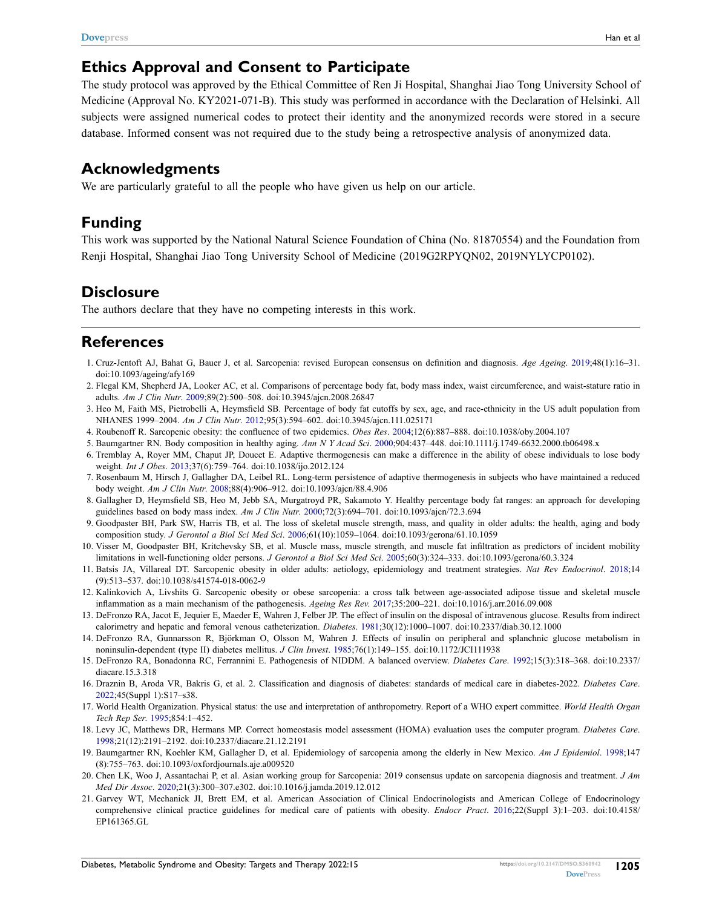## Ethics Approval and Consent to Participate

The study protocol was approved by the Ethical Committee of Ren Ji Hospital, Shanghai Jiao Tong University School of Medicine (Approval No. KY2021-071-B). This study was performed in accordance with the Declaration of Helsinki. All subjects were assigned numerical codes to protect their identity and the anonymized records were stored in a secure database. Informed consent was not required due to the study being a retrospective analysis of anonymized data.

## Acknowledgments

We are particularly grateful to all the people who have given us help on our article.

## Funding

This work was supported by the National Natural Science Foundation of China (No. 81870554) and the Foundation from Renji Hospital, Shanghai Jiao Tong University School of Medicine (2019G2RPYQN02, 2019NYLYCP0102).

## Disclosure

The authors declare that they have no competing interests in this work.

## References

1. Cruz-Jentoft AJ, Bahat G, Bauer J, et al. Sarcopenia: revised European consensus on definition and diagnosis. *Age Ageing*. 2019;48(1):16–31. doi:10.1093/ageing/afy169
2. Flegal KM, Shepherd JA, Looker AC, et al. Comparisons of percentage body fat, body mass index, waist circumference, and waist-stature ratio in adults. *Am J Clin Nutr*. 2009;89(2):500–508. doi:10.3945/ajcn.2008.26847
3. Heo M, Faith MS, Pietrobelli A, Heymsfield SB. Percentage of body fat cutoffs by sex, age, and race-ethnicity in the US adult population from NHANES 1999–2004. *Am J Clin Nutr*. 2012;95(3):594–602. doi:10.3945/ajcn.111.025171
4. Roubenoff R. Sarcopenic obesity: the confluence of two epidemics. *Obes Res*. 2004;12(6):887–888. doi:10.1038/oby.2004.107
5. Baumgartner RN. Body composition in healthy aging. *Ann N Y Acad Sci*. 2000;904:437–448. doi:10.1111/j.1749-6632.2000.tb06498.x
6. Tremblay A, Royer MM, Chaput JP, Doucet E. Adaptive thermogenesis can make a difference in the ability of obese individuals to lose body weight. *Int J Obes*. 2013;37(6):759–764. doi:10.1038/ijo.2012.124
7. Rosenbaum M, Hirsch J, Gallagher DA, Leibel RL. Long-term persistence of adaptive thermogenesis in subjects who have maintained a reduced body weight. *Am J Clin Nutr*. 2008;88(4):906–912. doi:10.1093/ajcn/88.4.906
8. Gallagher D, Heymsfield SB, Heo M, Jebb SA, Murgatroyd PR, Sakamoto Y. Healthy percentage body fat ranges: an approach for developing guidelines based on body mass index. *Am J Clin Nutr*. 2000;72(3):694–701. doi:10.1093/ajcn/72.3.694
9. Goodpaster BH, Park SW, Harris TB, et al. The loss of skeletal muscle strength, mass, and quality in older adults: the health, aging and body composition study. *J Gerontol a Biol Sci Med Sci*. 2006;61(10):1059–1064. doi:10.1093/gerona/61.10.1059
10. Visser M, Goodpaster BH, Kritchevsky SB, et al. Muscle mass, muscle strength, and muscle fat infiltration as predictors of incident mobility limitations in well-functioning older persons. *J Gerontol a Biol Sci Med Sci*. 2005;60(3):324–333. doi:10.1093/gerona/60.3.324
11. Batsis JA, Villareal DT. Sarcopenic obesity in older adults: aetiology, epidemiology and treatment strategies. *Nat Rev Endocrinol*. 2018;14 (9):513–537. doi:10.1038/s41574-018-0062-9
12. Kalinkovich A, Livshits G. Sarcopenic obesity or obese sarcopenia: a cross talk between age-associated adipose tissue and skeletal muscle inflammation as a main mechanism of the pathogenesis. *Ageing Res Rev*. 2017;35:200–221. doi:10.1016/j.arr.2016.09.008
13. DeFronzo RA, Jacot E, Jequier E, Maeder E, Wahren J, Felber JP. The effect of insulin on the disposal of intravenous glucose. Results from indirect calorimetry and hepatic and femoral venous catheterization. *Diabetes*. 1981;30(12):1000–1007. doi:10.2337/diab.30.12.1000
14. DeFronzo RA, Gunnarsson R, Björkman O, Olsson M, Wahren J. Effects of insulin on peripheral and splanchnic glucose metabolism in noninsulin-dependent (type II) diabetes mellitus. *J Clin Invest*. 1985;76(1):149–155. doi:10.1172/JCI111938
15. DeFronzo RA, Bonadonna RC, Ferrannini E. Pathogenesis of NIDDM. A balanced overview. *Diabetes Care*. 1992;15(3):318–368. doi:10.2337/diacare.15.3.318
16. Draznin B, Aroda VR, Bakris G, et al. 2. Classification and diagnosis of diabetes: standards of medical care in diabetes-2022. *Diabetes Care*. 2022;45(Suppl 1):S17–s38.
17. World Health Organization. Physical status: the use and interpretation of anthropometry. Report of a WHO expert committee. *World Health Organ Tech Rep Ser*. 1995;854:1–452.
18. Levy JC, Matthews DR, Hermans MP. Correct homeostasis model assessment (HOMA) evaluation uses the computer program. *Diabetes Care*. 1998;21(12):2191–2192. doi:10.2337/diacare.21.12.2191
19. Baumgartner RN, Koehler KM, Gallagher D, et al. Epidemiology of sarcopenia among the elderly in New Mexico. *Am J Epidemiol*. 1998;147 (8):755–763. doi:10.1093/oxfordjournals.aje.a009520
20. Chen LK, Woo J, Assantachai P, et al. Asian working group for Sarcopenia: 2019 consensus update on sarcopenia diagnosis and treatment. *J Am Med Dir Assoc*. 2020;21(3):300–307.e302. doi:10.1016/j.jamda.2019.12.012
21. Garvey WT, Mechanick JI, Brett EM, et al. American Association of Clinical Endocrinologists and American College of Endocrinology comprehensive clinical practice guidelines for medical care of patients with obesity. *Endocr Pract*. 2016;22(Suppl 3):1–203. doi:10.4158/EP161365.GL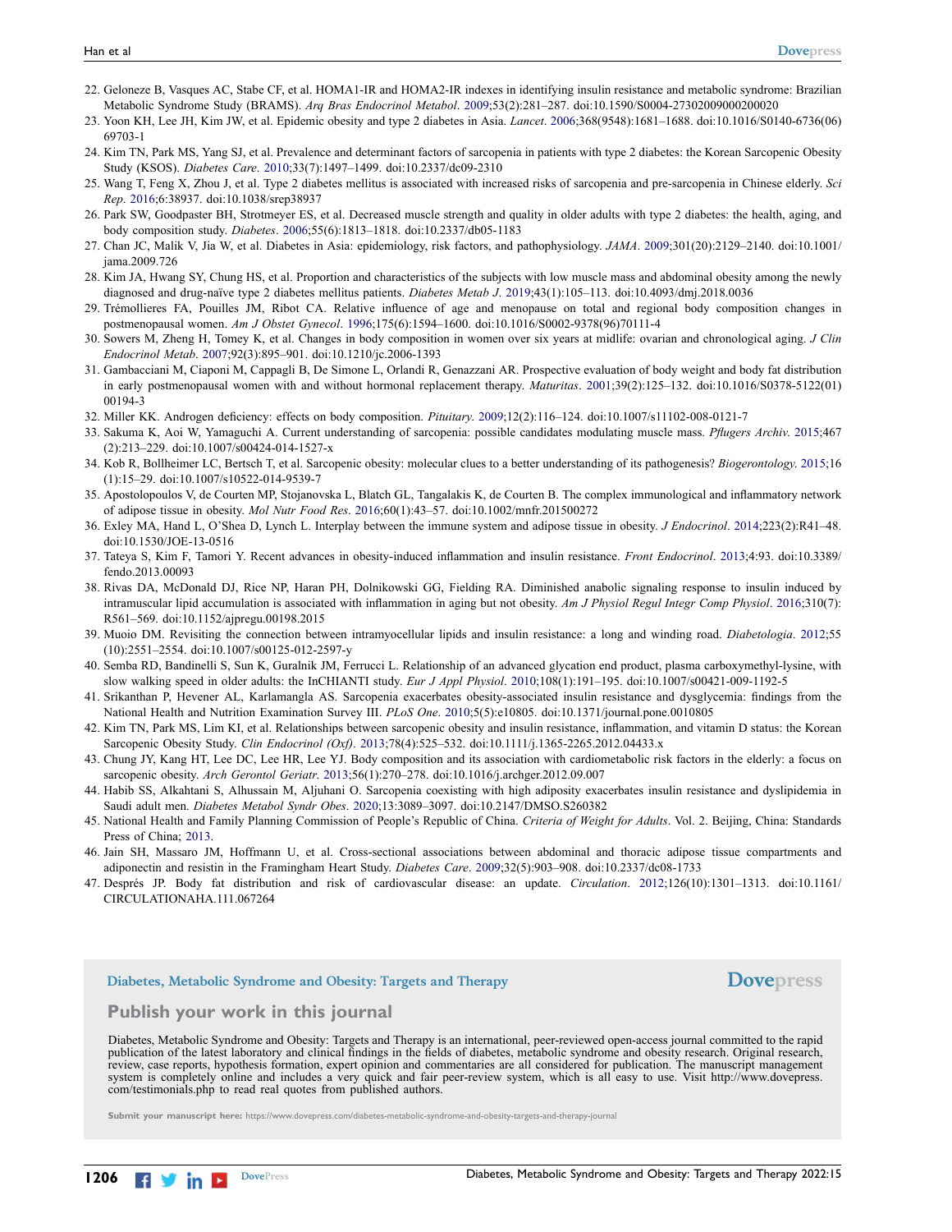22. Geloneze B, Vasques AC, Stabe CF, et al. HOMA1-IR and HOMA2-IR indexes in identifying insulin resistance and metabolic syndrome: Brazilian Metabolic Syndrome Study (BRAMS). *Arq Bras Endocrinol Metabol*. 2009;53(2):281–287. doi:10.1590/S0004-27302009000200020
23. Yoon KH, Lee JH, Kim JW, et al. Epidemic obesity and type 2 diabetes in Asia. *Lancet*. 2006;368(9548):1681–1688. doi:10.1016/S0140-6736(06)69703-1
24. Kim TN, Park MS, Yang SJ, et al. Prevalence and determinant factors of sarcopenia in patients with type 2 diabetes: the Korean Sarcopenic Obesity Study (KSOS). *Diabetes Care*. 2010;33(7):1497–1499. doi:10.2337/dc09-2310
25. Wang T, Feng X, Zhou J, et al. Type 2 diabetes mellitus is associated with increased risks of sarcopenia and pre-sarcopenia in Chinese elderly. *Sci Rep*. 2016;6:38937. doi:10.1038/srep38937
26. Park SW, Goodpaster BH, Strotmeyer ES, et al. Decreased muscle strength and quality in older adults with type 2 diabetes: the health, aging, and body composition study. *Diabetes*. 2006;55(6):1813–1818. doi:10.2337/db05-1183
27. Chan JC, Malik V, Jia W, et al. Diabetes in Asia: epidemiology, risk factors, and pathophysiology. *JAMA*. 2009;301(20):2129–2140. doi:10.1001/jama.2009.726
28. Kim JA, Hwang SY, Chung HS, et al. Proportion and characteristics of the subjects with low muscle mass and abdominal obesity among the newly diagnosed and drug-naïve type 2 diabetes mellitus patients. *Diabetes Metab J*. 2019;43(1):105–113. doi:10.4093/dmj.2018.0036
29. Trémollieres FA, Pouilles JM, Ribot CA. Relative influence of age and menopause on total and regional body composition changes in postmenopausal women. *Am J Obstet Gynecol*. 1996;175(6):1594–1600. doi:10.1016/S0002-9378(96)70111-4
30. Sowers M, Zheng H, Tomey K, et al. Changes in body composition in women over six years at midlife: ovarian and chronological aging. *J Clin Endocrinol Metab*. 2007;92(3):895–901. doi:10.1210/jc.2006-1393
31. Gambacciani M, Ciaponi M, Cappagli B, De Simone L, Orlandi R, Genazzani AR. Prospective evaluation of body weight and body fat distribution in early postmenopausal women with and without hormonal replacement therapy. *Maturitas*. 2001;39(2):125–132. doi:10.1016/S0378-5122(01)00194-3
32. Miller KK. Androgen deficiency: effects on body composition. *Pituitary*. 2009;12(2):116–124. doi:10.1007/s11102-008-0121-7
33. Sakuma K, Aoi W, Yamaguchi A. Current understanding of sarcopenia: possible candidates modulating muscle mass. *Pflugers Archiv*. 2015;467(2):213–229. doi:10.1007/s00424-014-1527-x
34. Kob R, Bollheimer LC, Bertsch T, et al. Sarcopenic obesity: molecular clues to a better understanding of its pathogenesis? *Biogerontology*. 2015;16(1):15–29. doi:10.1007/s10522-014-9539-7
35. Apostolopoulos V, de Courten MP, Stojanovska L, Blatch GL, Tangalakis K, de Courten B. The complex immunological and inflammatory network of adipose tissue in obesity. *Mol Nutr Food Res*. 2016;60(1):43–57. doi:10.1002/mnfr.201500272
36. Exley MA, Hand L, O'Shea D, Lynch L. Interplay between the immune system and adipose tissue in obesity. *J Endocrinol*. 2014;223(2):R41–48. doi:10.1530/JOE-13-0516
37. Tateya S, Kim F, Tamori Y. Recent advances in obesity-induced inflammation and insulin resistance. *Front Endocrinol*. 2013;4:93. doi:10.3389/fendo.2013.00093
38. Rivas DA, McDonald DJ, Rice NP, Haran PH, Dolnikowski GG, Fielding RA. Diminished anabolic signaling response to insulin induced by intramuscular lipid accumulation is associated with inflammation in aging but not obesity. *Am J Physiol Regul Integr Comp Physiol*. 2016;310(7):R561–569. doi:10.1152/ajpregu.00198.2015
39. Muoio DM. Revisiting the connection between intramyocellular lipids and insulin resistance: a long and winding road. *Diabetologia*. 2012;55(10):2551–2554. doi:10.1007/s00125-012-2597-y
40. Semba RD, Bandinelli S, Sun K, Guralnik JM, Ferrucci L. Relationship of an advanced glycation end product, plasma carboxymethyl-lysine, with slow walking speed in older adults: the InCHIANTI study. *Eur J Appl Physiol*. 2010;108(1):191–195. doi:10.1007/s00421-009-1192-5
41. Srikanthan P, Hevener AL, Karlamangla AS. Sarcopenia exacerbates obesity-associated insulin resistance and dysglycemia: findings from the National Health and Nutrition Examination Survey III. *PLoS One*. 2010;5(5):e10805. doi:10.1371/journal.pone.0010805
42. Kim TN, Park MS, Lim KI, et al. Relationships between sarcopenic obesity and insulin resistance, inflammation, and vitamin D status: the Korean Sarcopenic Obesity Study. *Clin Endocrinol (Oxf)*. 2013;78(4):525–532. doi:10.1111/j.1365-2265.2012.04433.x
43. Chung JY, Kang HT, Lee DC, Lee HR, Lee YJ. Body composition and its association with cardiometabolic risk factors in the elderly: a focus on sarcopenic obesity. *Arch Gerontol Geriatr*. 2013;56(1):270–278. doi:10.1016/j.archger.2012.09.007
44. Habib SS, Alkahtani S, Alhussain M, Aljuhani O. Sarcopenia coexisting with high adiposity exacerbates insulin resistance and dyslipidemia in Saudi adult men. *Diabetes Metabol Syndr Obes*. 2020;13:3089–3097. doi:10.2147/DMSO.S260382
45. National Health and Family Planning Commission of People's Republic of China. *Criteria of Weight for Adults*. Vol. 2. Beijing, China: Standards Press of China; 2013.
46. Jain SH, Massaro JM, Hoffmann U, et al. Cross-sectional associations between abdominal and thoracic adipose tissue compartments and adiponectin and resistin in the Framingham Heart Study. *Diabetes Care*. 2009;32(5):903–908. doi:10.2337/dc08-1733
47. Després JP. Body fat distribution and risk of cardiovascular disease: an update. *Circulation*. 2012;126(10):1301–1313. doi:10.1161/CIRCULATIONAHA.111.067264

**Diabetes, Metabolic Syndrome and Obesity: Targets and Therapy**

## Publish your work in this journal

Diabetes, Metabolic Syndrome and Obesity: Targets and Therapy is an international, peer-reviewed open-access journal committed to the rapid publication of the latest laboratory and clinical findings in the fields of diabetes, metabolic syndrome and obesity research. Original research, review, case reports, hypothesis formation, expert opinion and commentaries are all considered for publication. The manuscript management system is completely online and includes a very quick and fair peer-review system, which is all easy to use. Visit http://www.dovepress.com/testimonials.php to read real quotes from published authors.

**Submit your manuscript here:** https://www.dovepress.com/diabetes-metabolic-syndrome-and-obesity-targets-and-therapy-journal